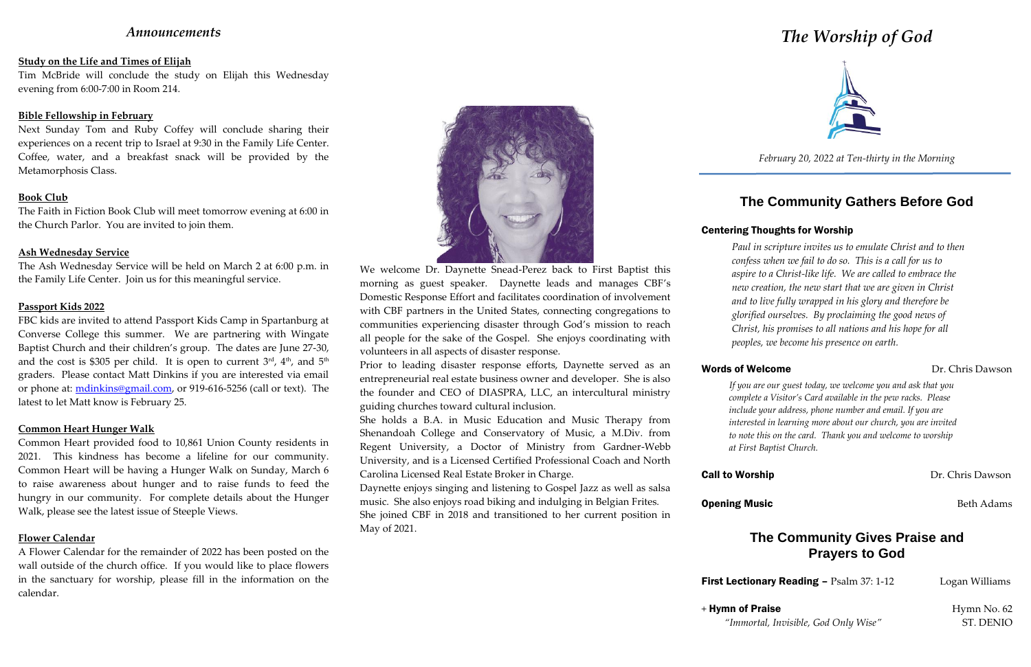## *Announcements*

**Study on the Life and Times of Elijah**

Tim McBride will conclude the study on Elijah this Wednesday evening from 6:00-7:00 in Room 214.

**Bible Fellowship in February**

Next Sunday Tom and Ruby Coffey will conclude sharing their experiences on a recent trip to Israel at 9:30 in the Family Life Center. Coffee, water, and a breakfast snack will be provided by the Metamorphosis Class.

**Book Club**

The Faith in Fiction Book Club will meet tomorrow evening at 6:00 in the Church Parlor. You are invited to join them.

**Ash Wednesday Service**

The Ash Wednesday Service will be held on March 2 at 6:00 p.m. in the Family Life Center. Join us for this meaningful service.

**Passport Kids 2022**

FBC kids are invited to attend Passport Kids Camp in Spartanburg at Converse College this summer. We are partnering with Wingate Baptist Church and their children's group. The dates are June 27-30, and the cost is $305 per child. It is open to current 3rd, 4th, and 5th graders. Please contact Matt Dinkins if you are interested via email or phone at: mdinkins@gmail.com, or 919-616-5256 (call or text). The latest to let Matt know is February 25.

**Common Heart Hunger Walk**

Common Heart provided food to 10,861 Union County residents in 2021. This kindness has become a lifeline for our community. Common Heart will be having a Hunger Walk on Sunday, March 6 to raise awareness about hunger and to raise funds to feed the hungry in our community. For complete details about the Hunger Walk, please see the latest issue of Steeple Views.

**Flower Calendar**

A Flower Calendar for the remainder of 2022 has been posted on the wall outside of the church office. If you would like to place flowers in the sanctuary for worship, please fill in the information on the calendar.

We welcome Dr. Daynette Snead-Perez back to First Baptist this morning as guest speaker. Daynette leads and manages CBF's Domestic Response Effort and facilitates coordination of involvement with CBF partners in the United States, connecting congregations to communities experiencing disaster through God's mission to reach all people for the sake of the Gospel. She enjoys coordinating with volunteers in all aspects of disaster response.

Prior to leading disaster response efforts, Daynette served as an entrepreneurial real estate business owner and developer. She is also the founder and CEO of DIASPRA, LLC, an intercultural ministry guiding churches toward cultural inclusion.

She holds a B.A. in Music Education and Music Therapy from Shenandoah College and Conservatory of Music, a M.Div. from Regent University, a Doctor of Ministry from Gardner-Webb University, and is a Licensed Certified Professional Coach and North Carolina Licensed Real Estate Broker in Charge.

Daynette enjoys singing and listening to Gospel Jazz as well as salsa music. She also enjoys road biking and indulging in Belgian Frites.

She joined CBF in 2018 and transitioned to her current position in May of 2021.

# *The Worship of God*

*February 20, 2022 at Ten-thirty in the Morning*

## The Community Gathers Before God

**Centering Thoughts for Worship**

*Paul in scripture invites us to emulate Christ and to then confess when we fail to do so. This is a call for us to aspire to a Christ-like life. We are called to embrace the new creation, the new start that we are given in Christ and to live fully wrapped in his glory and therefore be glorified ourselves. By proclaiming the good news of Christ, his promises to all nations and his hope for all peoples, we become his presence on earth.*

**Words of Welcome** — Dr. Chris Dawson

*If you are our guest today, we welcome you and ask that you complete a Visitor's Card available in the pew racks. Please include your address, phone number and email. If you are interested in learning more about our church, you are invited to note this on the card. Thank you and welcome to worship at First Baptist Church.*

**Call to Worship** — Dr. Chris Dawson

**Opening Music** — Beth Adams

## The Community Gives Praise and Prayers to God

**First Lectionary Reading** – Psalm 37: 1-12 — Logan Williams

\+ **Hymn of Praise** — Hymn No. 62
*"Immortal, Invisible, God Only Wise"* — ST. DENIO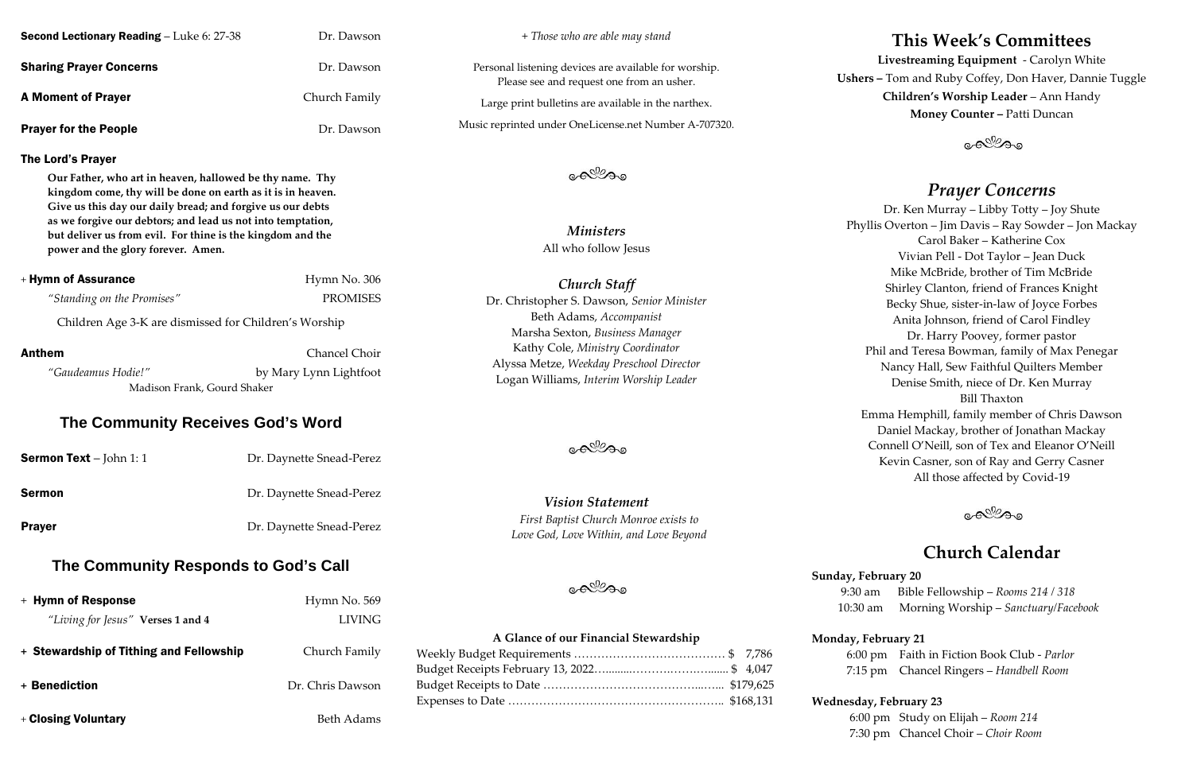**Second Lectionary Reading** – Luke 6: 27-38 Dr. Dawson

**Sharing Prayer Concerns** Dr. Dawson

**A Moment of Prayer** Church Family

**Prayer for the People** Dr. Dawson

**The Lord's Prayer**

**Our Father, who art in heaven, hallowed be thy name. Thy kingdom come, thy will be done on earth as it is in heaven. Give us this day our daily bread; and forgive us our debts as we forgive our debtors; and lead us not into temptation, but deliver us from evil. For thine is the kingdom and the power and the glory forever. Amen.**

+ **Hymn of Assurance** Hymn No. 306

*"Standing on the Promises"* PROMISES

Children Age 3-K are dismissed for Children's Worship

**Anthem** Chancel Choir

*"Gaudeamus Hodie!"* by Mary Lynn Lightfoot

Madison Frank, Gourd Shaker

## The Community Receives God's Word

**Sermon Text** – John 1: 1 Dr. Daynette Snead-Perez

**Sermon** Dr. Daynette Snead-Perez

**Prayer** Dr. Daynette Snead-Perez

## The Community Responds to God's Call

+ **Hymn of Response** Hymn No. 569

*"Living for Jesus"* **Verses 1 and 4** LIVING

+ **Stewardship of Tithing and Fellowship** Church Family

+ **Benediction** Dr. Chris Dawson

+ **Closing Voluntary** Beth Adams

*+ Those who are able may stand*

Personal listening devices are available for worship. Please see and request one from an usher.

Large print bulletins are available in the narthex.

Music reprinted under OneLicense.net Number A-707320.

### *Ministers*

All who follow Jesus

### *Church Staff*

Dr. Christopher S. Dawson, *Senior Minister*
Beth Adams, *Accompanist*
Marsha Sexton, *Business Manager*
Kathy Cole, *Ministry Coordinator*
Alyssa Metze, *Weekday Preschool Director*
Logan Williams, *Interim Worship Leader*

### *Vision Statement*

*First Baptist Church Monroe exists to Love God, Love Within, and Love Beyond*

**A Glance of our Financial Stewardship**

| | |
|---|---|
| Weekly Budget Requirements | $ 7,786 |
| Budget Receipts February 13, 2022 | $ 4,047 |
| Budget Receipts to Date | $179,625 |
| Expenses to Date | $168,131 |

# This Week's Committees

**Livestreaming Equipment** - Carolyn White
**Ushers –** Tom and Ruby Coffey, Don Haver, Dannie Tuggle
**Children's Worship Leader** – Ann Handy
**Money Counter –** Patti Duncan

# *Prayer Concerns*

Dr. Ken Murray – Libby Totty – Joy Shute
Phyllis Overton – Jim Davis – Ray Sowder – Jon Mackay
Carol Baker – Katherine Cox
Vivian Pell - Dot Taylor – Jean Duck
Mike McBride, brother of Tim McBride
Shirley Clanton, friend of Frances Knight
Becky Shue, sister-in-law of Joyce Forbes
Anita Johnson, friend of Carol Findley
Dr. Harry Poovey, former pastor
Phil and Teresa Bowman, family of Max Penegar
Nancy Hall, Sew Faithful Quilters Member
Denise Smith, niece of Dr. Ken Murray
Bill Thaxton
Emma Hemphill, family member of Chris Dawson
Daniel Mackay, brother of Jonathan Mackay
Connell O'Neill, son of Tex and Eleanor O'Neill
Kevin Casner, son of Ray and Gerry Casner
All those affected by Covid-19

# Church Calendar

**Sunday, February 20**
9:30 am Bible Fellowship – *Rooms 214 / 318*
10:30 am Morning Worship – *Sanctuary/Facebook*

**Monday, February 21**
6:00 pm Faith in Fiction Book Club - *Parlor*
7:15 pm Chancel Ringers – *Handbell Room*

**Wednesday, February 23**
6:00 pm Study on Elijah – *Room 214*
7:30 pm Chancel Choir – *Choir Room*